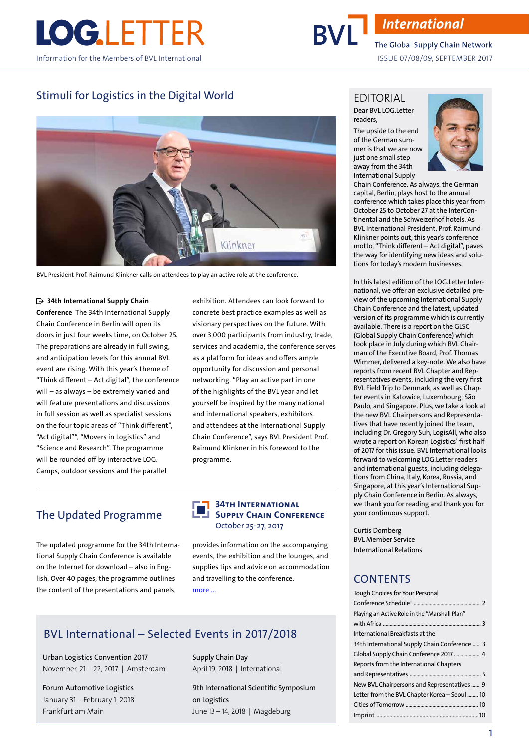# LOG.LETTER

Information for the Members of BVL International

BVL International – The Global Supply Chain Network

ISSUE 07/08/09, SEPTEMBER 2017

## Stimuli for Logistics in the Digital World

BVL President Prof. Raimund Klinkner calls on attendees to play an active role at the conference.

**34th International Supply Chain Conference** The 34th International Supply Chain Conference in Berlin will open its doors in just four weeks time, on October 25. The preparations are already in full swing, and anticipation levels for this annual BVL event are rising. With this year's theme of "Think different – Act digital", the conference will – as always – be extremely varied and will feature presentations and discussions in full session as well as specialist sessions on the four topic areas of "Think different", "Act digital"", "Movers in Logistics" and "Science and Research". The programme will be rounded off by interactive LOG. Camps, outdoor sessions and the parallel exhibition. Attendees can look forward to concrete best practice examples as well as visionary perspectives on the future. With over 3,000 participants from industry, trade, services and academia, the conference serves as a platform for ideas and offers ample opportunity for discussion and personal networking. "Play an active part in one of the highlights of the BVL year and let yourself be inspired by the many national and international speakers, exhibitors and attendees at the International Supply Chain Conference", says BVL President Prof. Raimund Klinkner in his foreword to the programme.

## The Updated Programme

**34th International Supply Chain Conference**
October 25-27, 2017

The updated programme for the 34th International Supply Chain Conference is available on the Internet for download – also in English. Over 40 pages, the programme outlines the content of the presentations and panels, provides information on the accompanying events, the exhibition and the lounges, and supplies tips and advice on accommodation and travelling to the conference.

more ...

## BVL International – Selected Events in 2017/2018

Urban Logistics Convention 2017
November, 21 – 22, 2017 | Amsterdam

Forum Automotive Logistics
January 31 – February 1, 2018
Frankfurt am Main

Supply Chain Day
April 19, 2018 | International

9th International Scientific Symposium on Logistics
June 13 – 14, 2018 | Magdeburg

## EDITORIAL

Dear BVL LOG.Letter readers,

The upside to the end of the German summer is that we are now just one small step away from the 34th International Supply Chain Conference. As always, the German capital, Berlin, plays host to the annual conference which takes place this year from October 25 to October 27 at the InterContinental and the Schweizerhof hotels. As BVL International President, Prof. Raimund Klinkner points out, this year's conference motto, "Think different – Act digital", paves the way for identifying new ideas and solutions for today's modern businesses.

In this latest edition of the LOG.Letter International, we offer an exclusive detailed preview of the upcoming International Supply Chain Conference and the latest, updated version of its programme which is currently available. There is a report on the GLSC (Global Supply Chain Conference) which took place in July during which BVL Chairman of the Executive Board, Prof. Thomas Wimmer, delivered a key-note. We also have reports from recent BVL Chapter and Representatives events, including the very first BVL Field Trip to Denmark, as well as Chapter events in Katowice, Luxembourg, São Paulo, and Singapore. Plus, we take a look at the new BVL Chairpersons and Representatives that have recently joined the team, including Dr. Gregory Suh, LogisAll, who also wrote a report on Korean Logistics' first half of 2017 for this issue. BVL International looks forward to welcoming LOG.Letter readers and international guests, including delegations from China, Italy, Korea, Russia, and Singapore, at this year's International Supply Chain Conference in Berlin. As always, we thank you for reading and thank you for your continuous support.

Curtis Domberg
BVL Member Service
International Relations

## CONTENTS

- Tough Choices for Your Personal Conference Schedule! ..... 2
- Playing an Active Role in the "Marshall Plan" with Africa ..... 3
- International Breakfasts at the 34th International Supply Chain Conference ..... 3
- Global Supply Chain Conference 2017 ..... 4
- Reports from the International Chapters and Representatives ..... 5
- New BVL Chairpersons and Representatives ..... 9
- Letter from the BVL Chapter Korea – Seoul ..... 10
- Cities of Tomorrow ..... 10
- Imprint ..... 10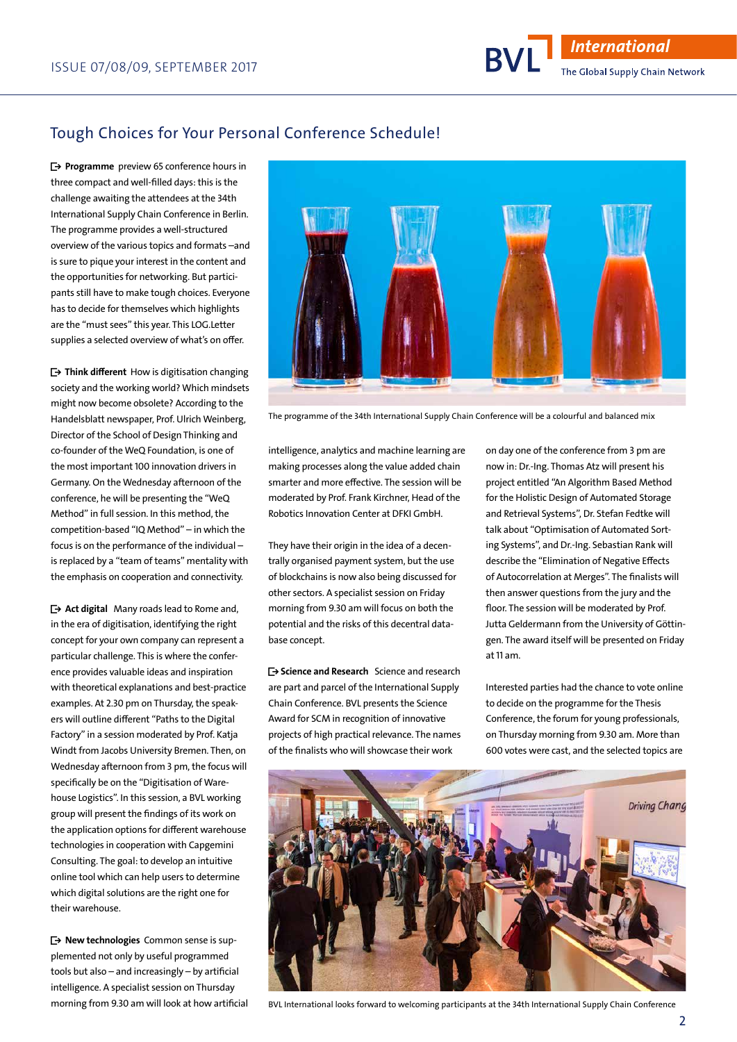## Tough Choices for Your Personal Conference Schedule!

**Programme** preview 65 conference hours in three compact and well-filled days: this is the challenge awaiting the attendees at the 34th International Supply Chain Conference in Berlin. The programme provides a well-structured overview of the various topics and formats –and is sure to pique your interest in the content and the opportunities for networking. But participants still have to make tough choices. Everyone has to decide for themselves which highlights are the "must sees" this year. This LOG.Letter supplies a selected overview of what's on offer.

**Think different** How is digitisation changing society and the working world? Which mindsets might now become obsolete? According to the Handelsblatt newspaper, Prof. Ulrich Weinberg, Director of the School of Design Thinking and co-founder of the WeQ Foundation, is one of the most important 100 innovation drivers in Germany. On the Wednesday afternoon of the conference, he will be presenting the "WeQ Method" in full session. In this method, the competition-based "IQ Method" – in which the focus is on the performance of the individual – is replaced by a "team of teams" mentality with the emphasis on cooperation and connectivity.

**Act digital** Many roads lead to Rome and, in the era of digitisation, identifying the right concept for your own company can represent a particular challenge. This is where the conference provides valuable ideas and inspiration with theoretical explanations and best-practice examples. At 2.30 pm on Thursday, the speakers will outline different "Paths to the Digital Factory" in a session moderated by Prof. Katja Windt from Jacobs University Bremen. Then, on Wednesday afternoon from 3 pm, the focus will specifically be on the "Digitisation of Warehouse Logistics". In this session, a BVL working group will present the findings of its work on the application options for different warehouse technologies in cooperation with Capgemini Consulting. The goal: to develop an intuitive online tool which can help users to determine which digital solutions are the right one for their warehouse.

**New technologies** Common sense is supplemented not only by useful programmed tools but also – and increasingly – by artificial intelligence. A specialist session on Thursday morning from 9.30 am will look at how artificial intelligence, analytics and machine learning are making processes along the value added chain smarter and more effective. The session will be moderated by Prof. Frank Kirchner, Head of the Robotics Innovation Center at DFKI GmbH.

They have their origin in the idea of a decentrally organised payment system, but the use of blockchains is now also being discussed for other sectors. A specialist session on Friday morning from 9.30 am will focus on both the potential and the risks of this decentral database concept.

**Science and Research** Science and research are part and parcel of the International Supply Chain Conference. BVL presents the Science Award for SCM in recognition of innovative projects of high practical relevance. The names of the finalists who will showcase their work on day one of the conference from 3 pm are now in: Dr.-Ing. Thomas Atz will present his project entitled "An Algorithm Based Method for the Holistic Design of Automated Storage and Retrieval Systems", Dr. Stefan Fedtke will talk about "Optimisation of Automated Sorting Systems", and Dr.-Ing. Sebastian Rank will describe the "Elimination of Negative Effects of Autocorrelation at Merges". The finalists will then answer questions from the jury and the floor. The session will be moderated by Prof. Jutta Geldermann from the University of Göttingen. The award itself will be presented on Friday at 11 am.

Interested parties had the chance to vote online to decide on the programme for the Thesis Conference, the forum for young professionals, on Thursday morning from 9.30 am. More than 600 votes were cast, and the selected topics are

The programme of the 34th International Supply Chain Conference will be a colourful and balanced mix

BVL International looks forward to welcoming participants at the 34th International Supply Chain Conference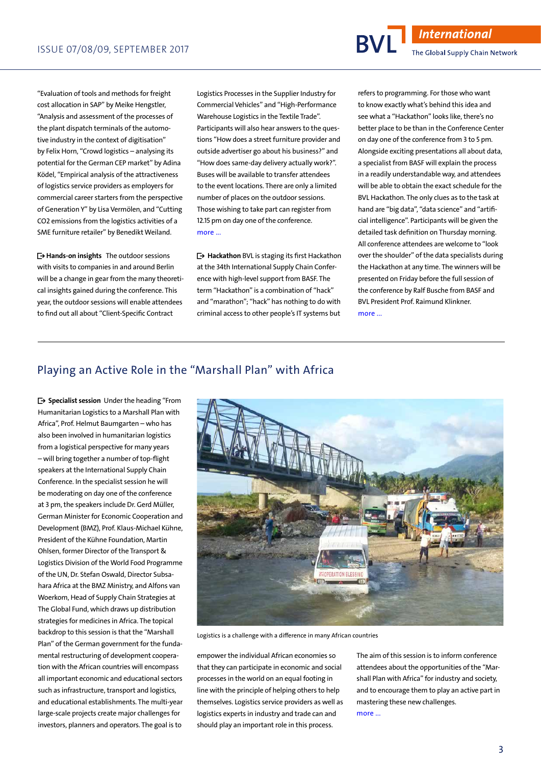"Evaluation of tools and methods for freight cost allocation in SAP" by Meike Hengstler, "Analysis and assessment of the processes of the plant dispatch terminals of the automotive industry in the context of digitisation" by Felix Horn, "Crowd logistics – analysing its potential for the German CEP market" by Adina Ködel, "Empirical analysis of the attractiveness of logistics service providers as employers for commercial career starters from the perspective of Generation Y" by Lisa Vermölen, and "Cutting CO2 emissions from the logistics activities of a SME furniture retailer" by Benedikt Weiland.

**Hands-on insights** The outdoor sessions with visits to companies in and around Berlin will be a change in gear from the many theoretical insights gained during the conference. This year, the outdoor sessions will enable attendees to find out all about "Client-Specific Contract Logistics Processes in the Supplier Industry for Commercial Vehicles" and "High-Performance Warehouse Logistics in the Textile Trade". Participants will also hear answers to the questions "How does a street furniture provider and outside advertiser go about his business?" and "How does same-day delivery actually work?". Buses will be available to transfer attendees to the event locations. There are only a limited number of places on the outdoor sessions. Those wishing to take part can register from 12.15 pm on day one of the conference.
more ...

**Hackathon** BVL is staging its first Hackathon at the 34th International Supply Chain Conference with high-level support from BASF. The term "Hackathon" is a combination of "hack" and "marathon"; "hack" has nothing to do with criminal access to other people's IT systems but refers to programming. For those who want to know exactly what's behind this idea and see what a "Hackathon" looks like, there's no better place to be than in the Conference Center on day one of the conference from 3 to 5 pm. Alongside exciting presentations all about data, a specialist from BASF will explain the process in a readily understandable way, and attendees will be able to obtain the exact schedule for the BVL Hackathon. The only clues as to the task at hand are "big data", "data science" and "artificial intelligence". Participants will be given the detailed task definition on Thursday morning. All conference attendees are welcome to "look over the shoulder" of the data specialists during the Hackathon at any time. The winners will be presented on Friday before the full session of the conference by Ralf Busche from BASF and BVL President Prof. Raimund Klinkner.
more ...

## Playing an Active Role in the "Marshall Plan" with Africa

**Specialist session** Under the heading "From Humanitarian Logistics to a Marshall Plan with Africa", Prof. Helmut Baumgarten – who has also been involved in humanitarian logistics from a logistical perspective for many years – will bring together a number of top-flight speakers at the International Supply Chain Conference. In the specialist session he will be moderating on day one of the conference at 3 pm, the speakers include Dr. Gerd Müller, German Minister for Economic Cooperation and Development (BMZ), Prof. Klaus-Michael Kühne, President of the Kühne Foundation, Martin Ohlsen, former Director of the Transport & Logistics Division of the World Food Programme of the UN, Dr. Stefan Oswald, Director Subsahara Africa at the BMZ Ministry, and Alfons van Woerkom, Head of Supply Chain Strategies at The Global Fund, which draws up distribution strategies for medicines in Africa. The topical backdrop to this session is that the "Marshall Plan" of the German government for the fundamental restructuring of development cooperation with the African countries will encompass all important economic and educational sectors such as infrastructure, transport and logistics, and educational establishments. The multi-year large-scale projects create major challenges for investors, planners and operators. The goal is to empower the individual African economies so that they can participate in economic and social processes in the world on an equal footing in line with the principle of helping others to help themselves. Logistics service providers as well as logistics experts in industry and trade can and should play an important role in this process.

Logistics is a challenge with a difference in many African countries

The aim of this session is to inform conference attendees about the opportunities of the "Marshall Plan with Africa" for industry and society, and to encourage them to play an active part in mastering these new challenges.
more ...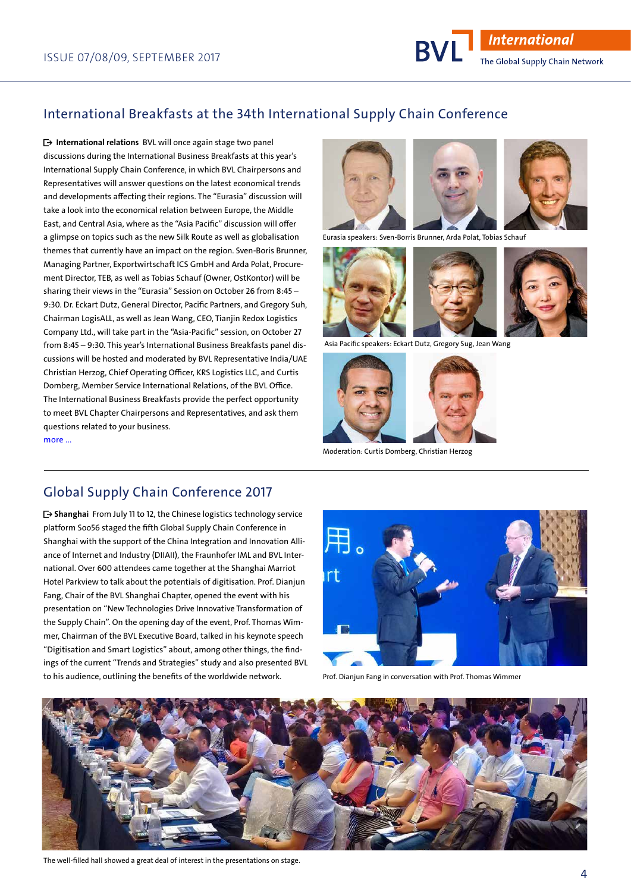## International Breakfasts at the 34th International Supply Chain Conference

**International relations** BVL will once again stage two panel discussions during the International Business Breakfasts at this year's International Supply Chain Conference, in which BVL Chairpersons and Representatives will answer questions on the latest economical trends and developments affecting their regions. The "Eurasia" discussion will take a look into the economical relation between Europe, the Middle East, and Central Asia, where as the "Asia Pacific" discussion will offer a glimpse on topics such as the new Silk Route as well as globalisation themes that currently have an impact on the region. Sven-Boris Brunner, Managing Partner, Exportwirtschaft ICS GmbH and Arda Polat, Procurement Director, TEB, as well as Tobias Schauf (Owner, OstKontor) will be sharing their views in the "Eurasia" Session on October 26 from 8:45 – 9:30. Dr. Eckart Dutz, General Director, Pacific Partners, and Gregory Suh, Chairman LogisALL, as well as Jean Wang, CEO, Tianjin Redox Logistics Company Ltd., will take part in the "Asia-Pacific" session, on October 27 from 8:45 – 9:30. This year's International Business Breakfasts panel discussions will be hosted and moderated by BVL Representative India/UAE Christian Herzog, Chief Operating Officer, KRS Logistics LLC, and Curtis Domberg, Member Service International Relations, of the BVL Office. The International Business Breakfasts provide the perfect opportunity to meet BVL Chapter Chairpersons and Representatives, and ask them questions related to your business.

more ...

Eurasia speakers: Sven-Borris Brunner, Arda Polat, Tobias Schauf

Asia Pacific speakers: Eckart Dutz, Gregory Sug, Jean Wang

Moderation: Curtis Domberg, Christian Herzog

## Global Supply Chain Conference 2017

**Shanghai** From July 11 to 12, the Chinese logistics technology service platform Soo56 staged the fifth Global Supply Chain Conference in Shanghai with the support of the China Integration and Innovation Alliance of Internet and Industry (DIIAII), the Fraunhofer IML and BVL International. Over 600 attendees came together at the Shanghai Marriott Hotel Parkview to talk about the potentials of digitisation. Prof. Dianjun Fang, Chair of the BVL Shanghai Chapter, opened the event with his presentation on "New Technologies Drive Innovative Transformation of the Supply Chain". On the opening day of the event, Prof. Thomas Wimmer, Chairman of the BVL Executive Board, talked in his keynote speech "Digitisation and Smart Logistics" about, among other things, the findings of the current "Trends and Strategies" study and also presented BVL to his audience, outlining the benefits of the worldwide network.

Prof. Dianjun Fang in conversation with Prof. Thomas Wimmer

The well-filled hall showed a great deal of interest in the presentations on stage.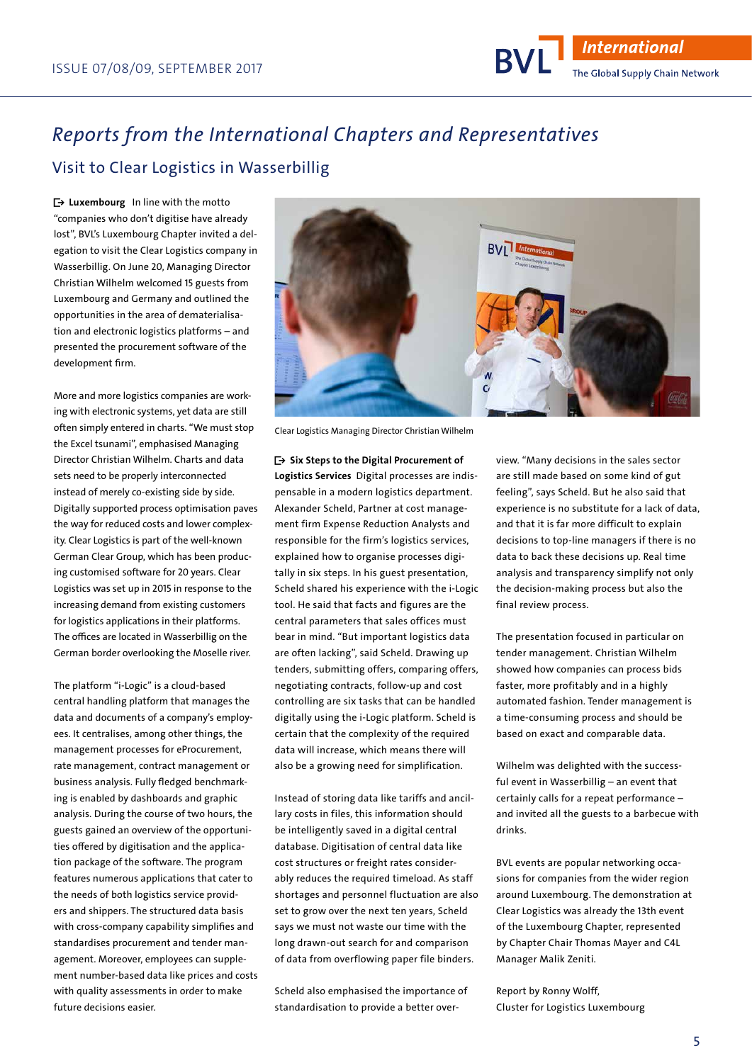## *Reports from the International Chapters and Representatives*

### Visit to Clear Logistics in Wasserbillig

**Luxembourg** In line with the motto "companies who don't digitise have already lost", BVL's Luxembourg Chapter invited a delegation to visit the Clear Logistics company in Wasserbillig. On June 20, Managing Director Christian Wilhelm welcomed 15 guests from Luxembourg and Germany and outlined the opportunities in the area of dematerialisation and electronic logistics platforms – and presented the procurement software of the development firm.

More and more logistics companies are working with electronic systems, yet data are still often simply entered in charts. "We must stop the Excel tsunami", emphasised Managing Director Christian Wilhelm. Charts and data sets need to be properly interconnected instead of merely co-existing side by side. Digitally supported process optimisation paves the way for reduced costs and lower complexity. Clear Logistics is part of the well-known German Clear Group, which has been producing customised software for 20 years. Clear Logistics was set up in 2015 in response to the increasing demand from existing customers for logistics applications in their platforms. The offices are located in Wasserbillig on the German border overlooking the Moselle river.

The platform "i-Logic" is a cloud-based central handling platform that manages the data and documents of a company's employees. It centralises, among other things, the management processes for eProcurement, rate management, contract management or business analysis. Fully fledged benchmarking is enabled by dashboards and graphic analysis. During the course of two hours, the guests gained an overview of the opportunities offered by digitisation and the application package of the software. The program features numerous applications that cater to the needs of both logistics service providers and shippers. The structured data basis with cross-company capability simplifies and standardises procurement and tender management. Moreover, employees can supplement number-based data like prices and costs with quality assessments in order to make future decisions easier.

Clear Logistics Managing Director Christian Wilhelm

**Six Steps to the Digital Procurement of Logistics Services** Digital processes are indispensable in a modern logistics department. Alexander Scheld, Partner at cost management firm Expense Reduction Analysts and responsible for the firm's logistics services, explained how to organise processes digitally in six steps. In his guest presentation, Scheld shared his experience with the i-Logic tool. He said that facts and figures are the central parameters that sales offices must bear in mind. "But important logistics data are often lacking", said Scheld. Drawing up tenders, submitting offers, comparing offers, negotiating contracts, follow-up and cost controlling are six tasks that can be handled digitally using the i-Logic platform. Scheld is certain that the complexity of the required data will increase, which means there will also be a growing need for simplification.

Instead of storing data like tariffs and ancillary costs in files, this information should be intelligently saved in a digital central database. Digitisation of central data like cost structures or freight rates considerably reduces the required timeload. As staff shortages and personnel fluctuation are also set to grow over the next ten years, Scheld says we must not waste our time with the long drawn-out search for and comparison of data from overflowing paper file binders.

Scheld also emphasised the importance of standardisation to provide a better overview. "Many decisions in the sales sector are still made based on some kind of gut feeling", says Scheld. But he also said that experience is no substitute for a lack of data, and that it is far more difficult to explain decisions to top-line managers if there is no data to back these decisions up. Real time analysis and transparency simplify not only the decision-making process but also the final review process.

The presentation focused in particular on tender management. Christian Wilhelm showed how companies can process bids faster, more profitably and in a highly automated fashion. Tender management is a time-consuming process and should be based on exact and comparable data.

Wilhelm was delighted with the successful event in Wasserbillig – an event that certainly calls for a repeat performance – and invited all the guests to a barbecue with drinks.

BVL events are popular networking occasions for companies from the wider region around Luxembourg. The demonstration at Clear Logistics was already the 13th event of the Luxembourg Chapter, represented by Chapter Chair Thomas Mayer and C4L Manager Malik Zeniti.

Report by Ronny Wolff,
Cluster for Logistics Luxembourg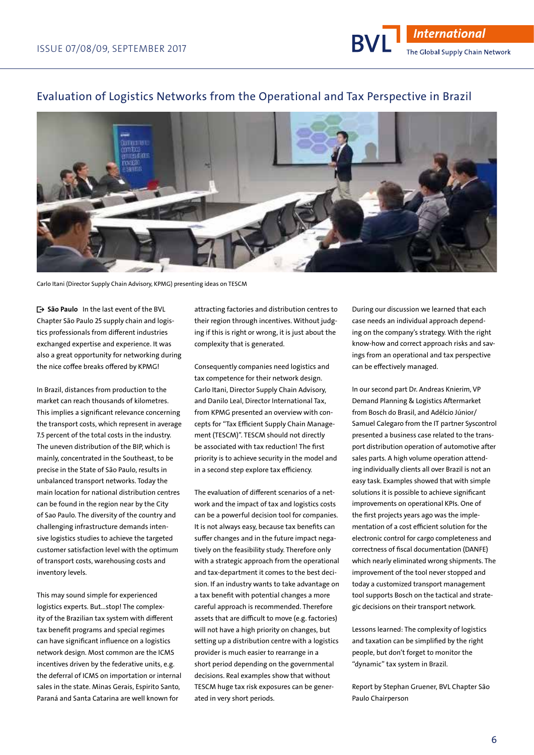## Evaluation of Logistics Networks from the Operational and Tax Perspective in Brazil

Carlo Itani (Director Supply Chain Advisory, KPMG) presenting ideas on TESCM

**São Paulo** In the last event of the BVL Chapter São Paulo 25 supply chain and logistics professionals from different industries exchanged expertise and experience. It was also a great opportunity for networking during the nice coffee breaks offered by KPMG!

In Brazil, distances from production to the market can reach thousands of kilometres. This implies a significant relevance concerning the transport costs, which represent in average 7.5 percent of the total costs in the industry. The uneven distribution of the BIP, which is mainly, concentrated in the Southeast, to be precise in the State of São Paulo, results in unbalanced transport networks. Today the main location for national distribution centres can be found in the region near by the City of Sao Paulo. The diversity of the country and challenging infrastructure demands intensive logistics studies to achieve the targeted customer satisfaction level with the optimum of transport costs, warehousing costs and inventory levels.

This may sound simple for experienced logistics experts. But...stop! The complexity of the Brazilian tax system with different tax benefit programs and special regimes can have significant influence on a logistics network design. Most common are the ICMS incentives driven by the federative units, e.g. the deferral of ICMS on importation or internal sales in the state. Minas Gerais, Espirito Santo, Paraná and Santa Catarina are well known for attracting factories and distribution centres to their region through incentives. Without judging if this is right or wrong, it is just about the complexity that is generated.

Consequently companies need logistics and tax competence for their network design. Carlo Itani, Director Supply Chain Advisory, and Danilo Leal, Director International Tax, from KPMG presented an overview with concepts for "Tax Efficient Supply Chain Management (TESCM)". TESCM should not directly be associated with tax reduction! The first priority is to achieve security in the model and in a second step explore tax efficiency.

The evaluation of different scenarios of a network and the impact of tax and logistics costs can be a powerful decision tool for companies. It is not always easy, because tax benefits can suffer changes and in the future impact negatively on the feasibility study. Therefore only with a strategic approach from the operational and tax-department it comes to the best decision. If an industry wants to take advantage on a tax benefit with potential changes a more careful approach is recommended. Therefore assets that are difficult to move (e.g. factories) will not have a high priority on changes, but setting up a distribution centre with a logistics provider is much easier to rearrange in a short period depending on the governmental decisions. Real examples show that without TESCM huge tax risk exposures can be generated in very short periods.

During our discussion we learned that each case needs an individual approach depending on the company's strategy. With the right know-how and correct approach risks and savings from an operational and tax perspective can be effectively managed.

In our second part Dr. Andreas Knierim, VP Demand Planning & Logistics Aftermarket from Bosch do Brasil, and Adélcio Júnior/Samuel Calegaro from the IT partner Syscontrol presented a business case related to the transport distribution operation of automotive after sales parts. A high volume operation attending individually clients all over Brazil is not an easy task. Examples showed that with simple solutions it is possible to achieve significant improvements on operational KPIs. One of the first projects years ago was the implementation of a cost efficient solution for the electronic control for cargo completeness and correctness of fiscal documentation (DANFE) which nearly eliminated wrong shipments. The improvement of the tool never stopped and today a customized transport management tool supports Bosch on the tactical and strategic decisions on their transport network.

Lessons learned: The complexity of logistics and taxation can be simplified by the right people, but don't forget to monitor the "dynamic" tax system in Brazil.

Report by Stephan Gruener, BVL Chapter São Paulo Chairperson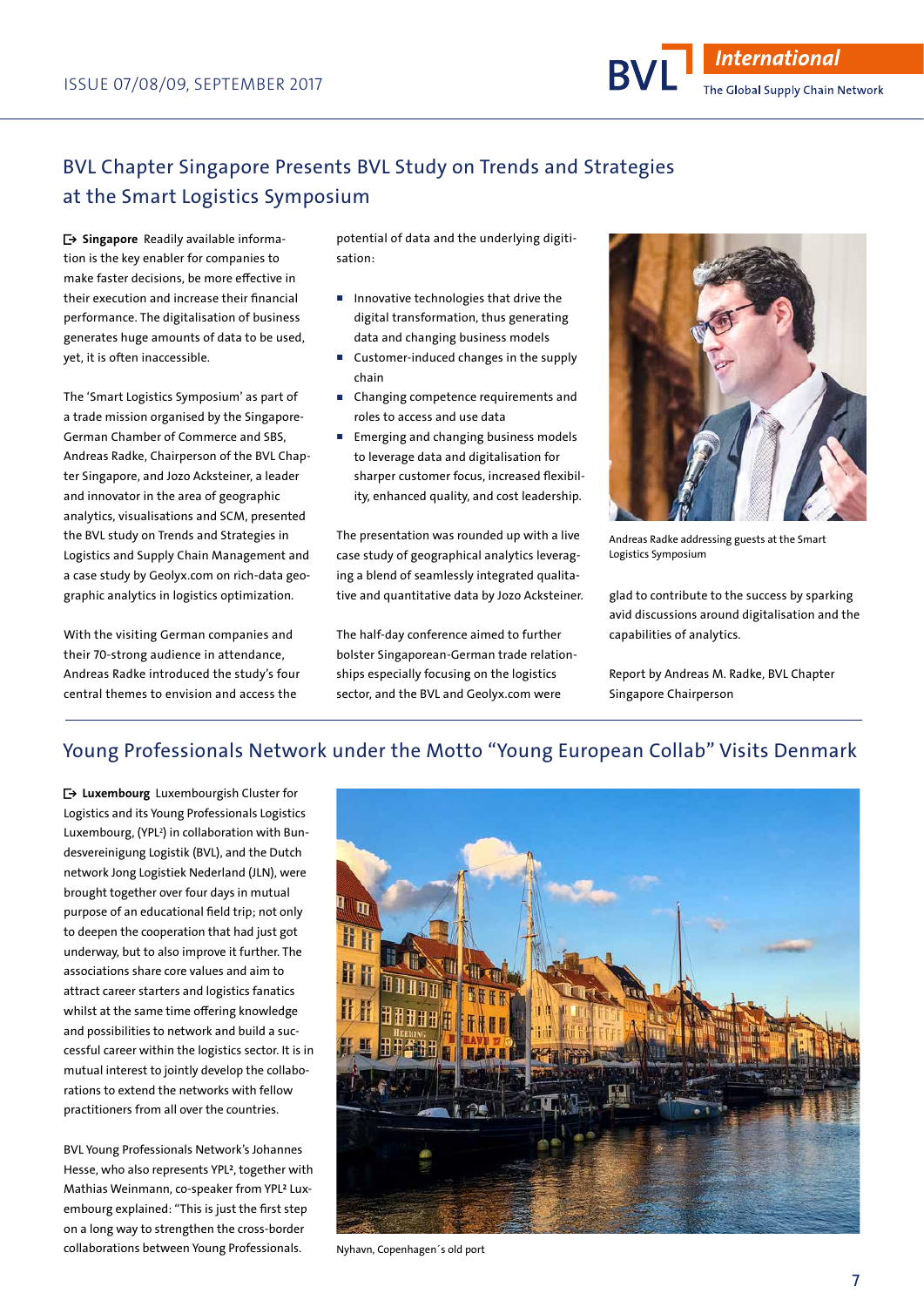## BVL Chapter Singapore Presents BVL Study on Trends and Strategies at the Smart Logistics Symposium

**Singapore** Readily available information is the key enabler for companies to make faster decisions, be more effective in their execution and increase their financial performance. The digitalisation of business generates huge amounts of data to be used, yet, it is often inaccessible.

The 'Smart Logistics Symposium' as part of a trade mission organised by the Singapore-German Chamber of Commerce and SBS, Andreas Radke, Chairperson of the BVL Chapter Singapore, and Jozo Acksteiner, a leader and innovator in the area of geographic analytics, visualisations and SCM, presented the BVL study on Trends and Strategies in Logistics and Supply Chain Management and a case study by Geolyx.com on rich-data geographic analytics in logistics optimization.

With the visiting German companies and their 70-strong audience in attendance, Andreas Radke introduced the study's four central themes to envision and access the potential of data and the underlying digitisation:

- Innovative technologies that drive the digital transformation, thus generating data and changing business models
- Customer-induced changes in the supply chain
- Changing competence requirements and roles to access and use data
- Emerging and changing business models to leverage data and digitalisation for sharper customer focus, increased flexibility, enhanced quality, and cost leadership.

The presentation was rounded up with a live case study of geographical analytics leveraging a blend of seamlessly integrated qualitative and quantitative data by Jozo Acksteiner.

The half-day conference aimed to further bolster Singaporean-German trade relationships especially focusing on the logistics sector, and the BVL and Geolyx.com were glad to contribute to the success by sparking avid discussions around digitalisation and the capabilities of analytics.

Andreas Radke addressing guests at the Smart Logistics Symposium

Report by Andreas M. Radke, BVL Chapter Singapore Chairperson

## Young Professionals Network under the Motto "Young European Collab" Visits Denmark

**Luxembourg** Luxembourgish Cluster for Logistics and its Young Professionals Logistics Luxembourg, (YPL²) in collaboration with Bundesvereinigung Logistik (BVL), and the Dutch network Jong Logistiek Nederland (JLN), were brought together over four days in mutual purpose of an educational field trip; not only to deepen the cooperation that had just got underway, but to also improve it further. The associations share core values and aim to attract career starters and logistics fanatics whilst at the same time offering knowledge and possibilities to network and build a successful career within the logistics sector. It is in mutual interest to jointly develop the collaborations to extend the networks with fellow practitioners from all over the countries.

BVL Young Professionals Network's Johannes Hesse, who also represents YPL², together with Mathias Weinmann, co-speaker from YPL² Luxembourg explained: "This is just the first step on a long way to strengthen the cross-border collaborations between Young Professionals.

Nyhavn, Copenhagen´s old port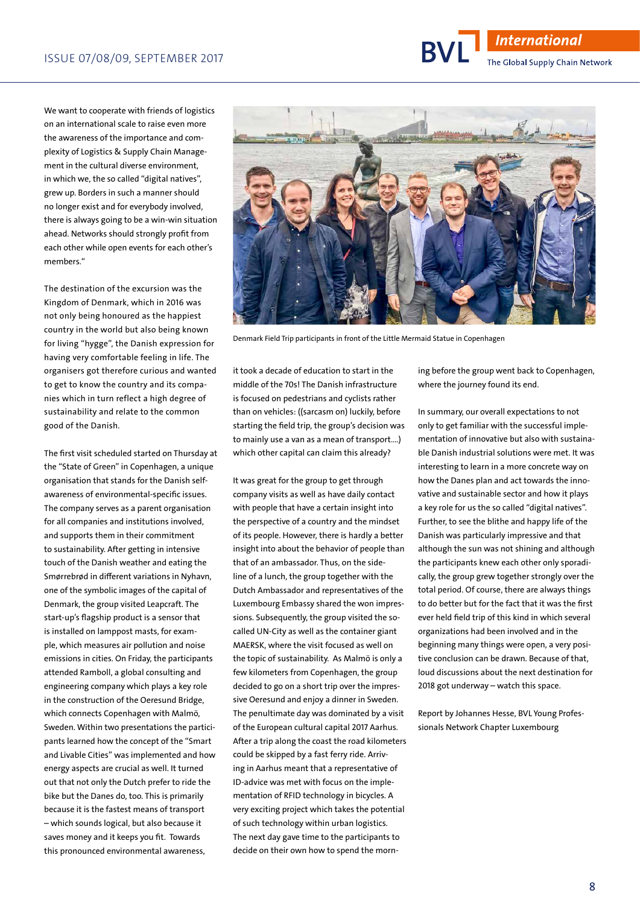We want to cooperate with friends of logistics on an international scale to raise even more the awareness of the importance and complexity of Logistics & Supply Chain Management in the cultural diverse environment, in which we, the so called "digital natives", grew up. Borders in such a manner should no longer exist and for everybody involved, there is always going to be a win-win situation ahead. Networks should strongly profit from each other while open events for each other's members."

The destination of the excursion was the Kingdom of Denmark, which in 2016 was not only being honoured as the happiest country in the world but also being known for living "hygge", the Danish expression for having very comfortable feeling in life. The organisers got therefore curious and wanted to get to know the country and its companies which in turn reflect a high degree of sustainability and relate to the common good of the Danish.

The first visit scheduled started on Thursday at the "State of Green" in Copenhagen, a unique organisation that stands for the Danish self-awareness of environmental-specific issues. The company serves as a parent organisation for all companies and institutions involved, and supports them in their commitment to sustainability. After getting in intensive touch of the Danish weather and eating the Smørrebrød in different variations in Nyhavn, one of the symbolic images of the capital of Denmark, the group visited Leapcraft. The start-up's flagship product is a sensor that is installed on lamppost masts, for example, which measures air pollution and noise emissions in cities. On Friday, the participants attended Ramboll, a global consulting and engineering company which plays a key role in the construction of the Oeresund Bridge, which connects Copenhagen with Malmö, Sweden. Within two presentations the participants learned how the concept of the "Smart and Livable Cities" was implemented and how energy aspects are crucial as well. It turned out that not only the Dutch prefer to ride the bike but the Danes do, too. This is primarily because it is the fastest means of transport – which sounds logical, but also because it saves money and it keeps you fit. Towards this pronounced environmental awareness, it took a decade of education to start in the middle of the 70s! The Danish infrastructure is focused on pedestrians and cyclists rather than on vehicles: ((sarcasm on) luckily, before starting the field trip, the group's decision was to mainly use a van as a mean of transport....) which other capital can claim this already?

Denmark Field Trip participants in front of the Little Mermaid Statue in Copenhagen

It was great for the group to get through company visits as well as have daily contact with people that have a certain insight into the perspective of a country and the mindset of its people. However, there is hardly a better insight into about the behavior of people than that of an ambassador. Thus, on the sideline of a lunch, the group together with the Dutch Ambassador and representatives of the Luxembourg Embassy shared the won impressions. Subsequently, the group visited the so-called UN-City as well as the container giant MAERSK, where the visit focused as well on the topic of sustainability. As Malmö is only a few kilometers from Copenhagen, the group decided to go on a short trip over the impressive Oeresund and enjoy a dinner in Sweden. The penultimate day was dominated by a visit of the European cultural capital 2017 Aarhus. After a trip along the coast the road kilometers could be skipped by a fast ferry ride. Arriving in Aarhus meant that a representative of ID-advice was met with focus on the implementation of RFID technology in bicycles. A very exciting project which takes the potential of such technology within urban logistics. The next day gave time to the participants to decide on their own how to spend the morning before the group went back to Copenhagen, where the journey found its end.

In summary, our overall expectations to not only to get familiar with the successful implementation of innovative but also with sustainable Danish industrial solutions were met. It was interesting to learn in a more concrete way on how the Danes plan and act towards the innovative and sustainable sector and how it plays a key role for us the so called "digital natives". Further, to see the blithe and happy life of the Danish was particularly impressive and that although the sun was not shining and although the participants knew each other only sporadically, the group grew together strongly over the total period. Of course, there are always things to do better but for the fact that it was the first ever held field trip of this kind in which several organizations had been involved and in the beginning many things were open, a very positive conclusion can be drawn. Because of that, loud discussions about the next destination for 2018 got underway – watch this space.

Report by Johannes Hesse, BVL Young Professionals Network Chapter Luxembourg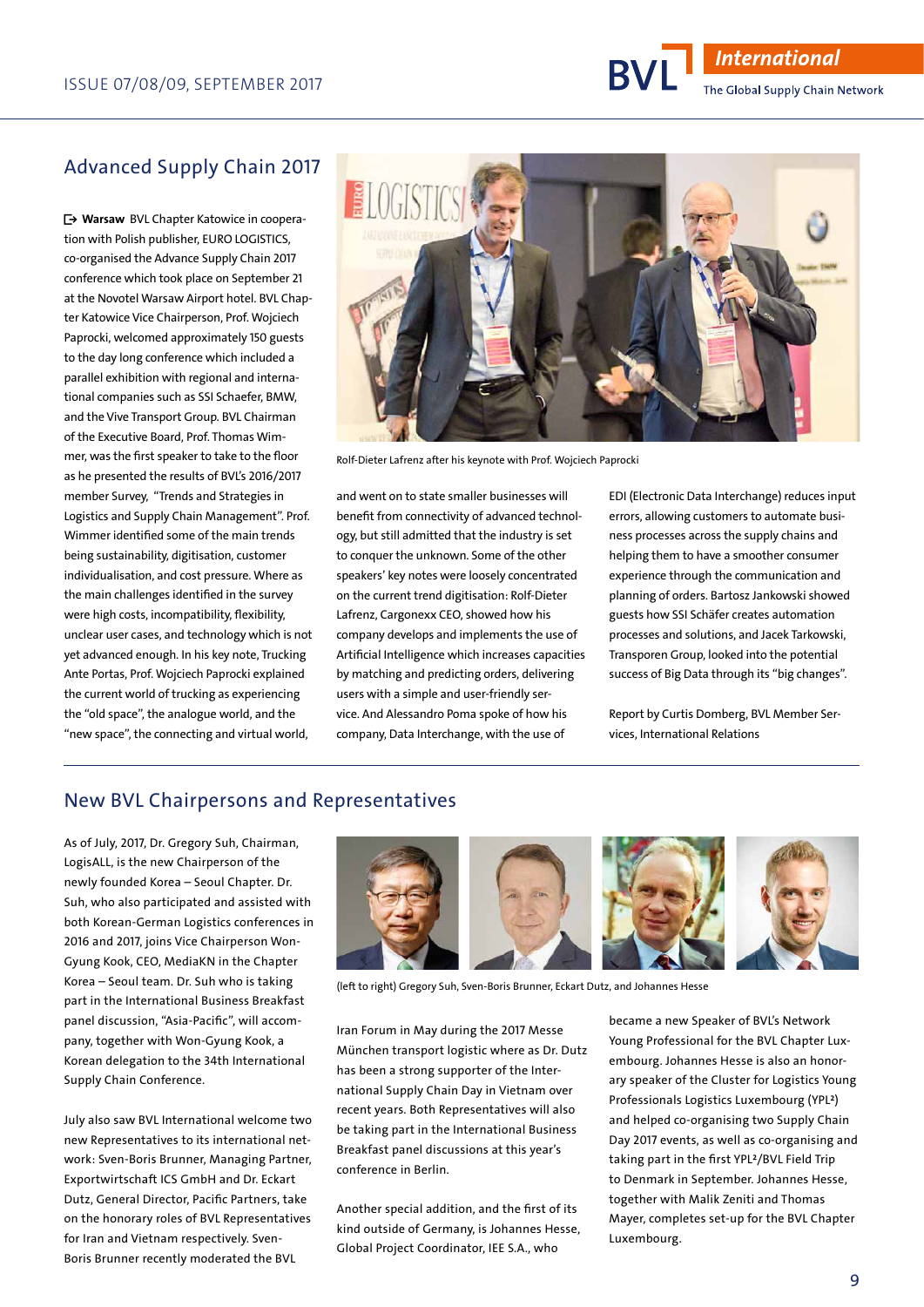## Advanced Supply Chain 2017

**Warsaw** BVL Chapter Katowice in cooperation with Polish publisher, EURO LOGISTICS, co-organised the Advance Supply Chain 2017 conference which took place on September 21 at the Novotel Warsaw Airport hotel. BVL Chapter Katowice Vice Chairperson, Prof. Wojciech Paprocki, welcomed approximately 150 guests to the day long conference which included a parallel exhibition with regional and international companies such as SSI Schaefer, BMW, and the Vive Transport Group. BVL Chairman of the Executive Board, Prof. Thomas Wimmer, was the first speaker to take to the floor as he presented the results of BVL's 2016/2017 member Survey, "Trends and Strategies in Logistics and Supply Chain Management". Prof. Wimmer identified some of the main trends being sustainability, digitisation, customer individualisation, and cost pressure. Where as the main challenges identified in the survey were high costs, incompatibility, flexibility, unclear user cases, and technology which is not yet advanced enough. In his key note, Trucking Ante Portas, Prof. Wojciech Paprocki explained the current world of trucking as experiencing the "old space", the analogue world, and the "new space", the connecting and virtual world, and went on to state smaller businesses will benefit from connectivity of advanced technology, but still admitted that the industry is set to conquer the unknown. Some of the other speakers' key notes were loosely concentrated on the current trend digitisation: Rolf-Dieter Lafrenz, Cargonexx CEO, showed how his company develops and implements the use of Artificial Intelligence which increases capacities by matching and predicting orders, delivering users with a simple and user-friendly service. And Alessandro Poma spoke of how his company, Data Interchange, with the use of EDI (Electronic Data Interchange) reduces input errors, allowing customers to automate business processes across the supply chains and helping them to have a smoother consumer experience through the communication and planning of orders. Bartosz Jankowski showed guests how SSI Schäfer creates automation processes and solutions, and Jacek Tarkowski, Transporen Group, looked into the potential success of Big Data through its "big changes".

Rolf-Dieter Lafrenz after his keynote with Prof. Wojciech Paprocki

Report by Curtis Domberg, BVL Member Services, International Relations

## New BVL Chairpersons and Representatives

As of July, 2017, Dr. Gregory Suh, Chairman, LogisALL, is the new Chairperson of the newly founded Korea – Seoul Chapter. Dr. Suh, who also participated and assisted with both Korean-German Logistics conferences in 2016 and 2017, joins Vice Chairperson Won-Gyung Kook, CEO, MediaKN in the Chapter Korea – Seoul team. Dr. Suh who is taking part in the International Business Breakfast panel discussion, "Asia-Pacific", will accompany, together with Won-Gyung Kook, a Korean delegation to the 34th International Supply Chain Conference.

July also saw BVL International welcome two new Representatives to its international network: Sven-Boris Brunner, Managing Partner, Exportwirtschaft ICS GmbH and Dr. Eckart Dutz, General Director, Pacific Partners, take on the honorary roles of BVL Representatives for Iran and Vietnam respectively. Sven-Boris Brunner recently moderated the BVL Iran Forum in May during the 2017 Messe München transport logistic where as Dr. Dutz has been a strong supporter of the International Supply Chain Day in Vietnam over recent years. Both Representatives will also be taking part in the International Business Breakfast panel discussions at this year's conference in Berlin.

(left to right) Gregory Suh, Sven-Boris Brunner, Eckart Dutz, and Johannes Hesse

Another special addition, and the first of its kind outside of Germany, is Johannes Hesse, Global Project Coordinator, IEE S.A., who became a new Speaker of BVL's Network Young Professional for the BVL Chapter Luxembourg. Johannes Hesse is also an honorary speaker of the Cluster for Logistics Young Professionals Logistics Luxembourg (YPL²) and helped co-organising two Supply Chain Day 2017 events, as well as co-organising and taking part in the first YPL²/BVL Field Trip to Denmark in September. Johannes Hesse, together with Malik Zeniti and Thomas Mayer, completes set-up for the BVL Chapter Luxembourg.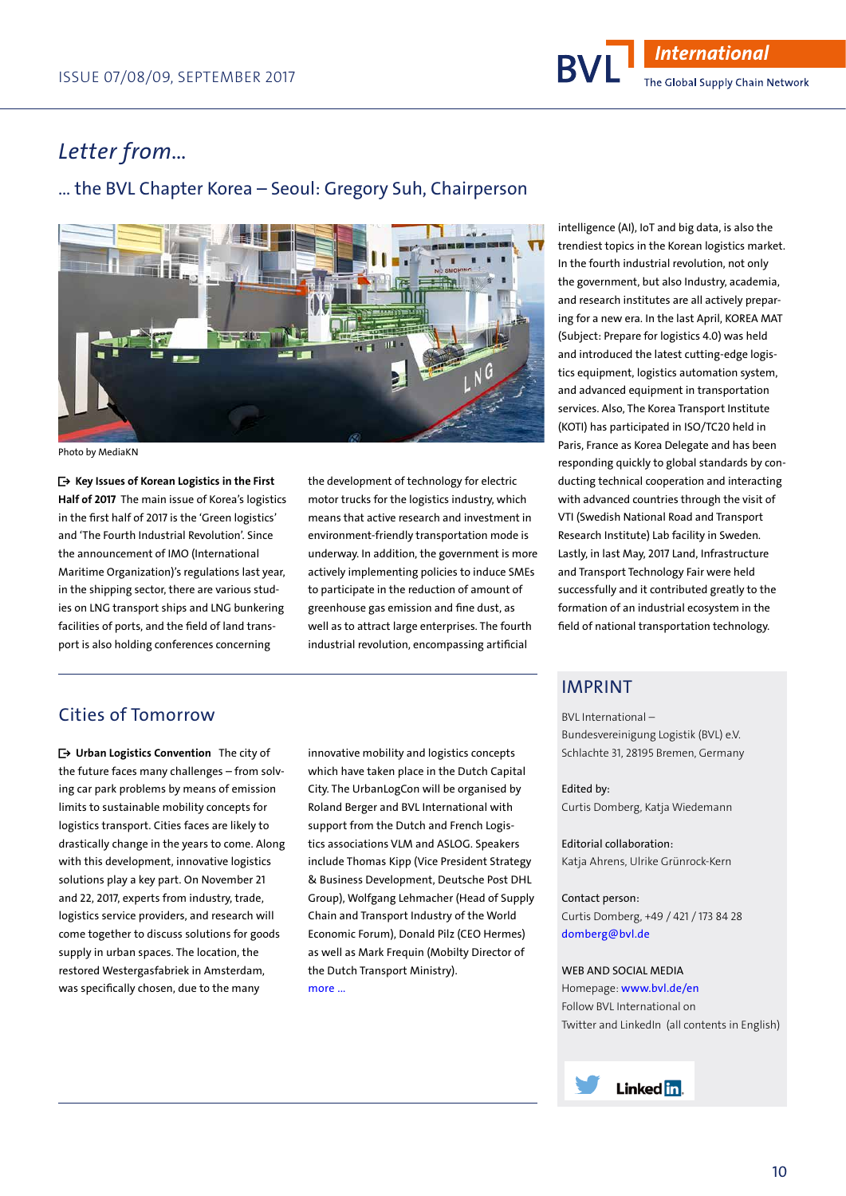# Letter from...

## ... the BVL Chapter Korea – Seoul: Gregory Suh, Chairperson

Photo by MediaKN

**Key Issues of Korean Logistics in the First Half of 2017** The main issue of Korea's logistics in the first half of 2017 is the 'Green logistics' and 'The Fourth Industrial Revolution'. Since the announcement of IMO (International Maritime Organization)'s regulations last year, in the shipping sector, there are various studies on LNG transport ships and LNG bunkering facilities of ports, and the field of land transport is also holding conferences concerning the development of technology for electric motor trucks for the logistics industry, which means that active research and investment in environment-friendly transportation mode is underway. In addition, the government is more actively implementing policies to induce SMEs to participate in the reduction of amount of greenhouse gas emission and fine dust, as well as to attract large enterprises. The fourth industrial revolution, encompassing artificial intelligence (AI), IoT and big data, is also the trendiest topics in the Korean logistics market. In the fourth industrial revolution, not only the government, but also Industry, academia, and research institutes are all actively preparing for a new era. In the last April, KOREA MAT (Subject: Prepare for logistics 4.0) was held and introduced the latest cutting-edge logistics equipment, logistics automation system, and advanced equipment in transportation services. Also, The Korea Transport Institute (KOTI) has participated in ISO/TC20 held in Paris, France as Korea Delegate and has been responding quickly to global standards by conducting technical cooperation and interacting with advanced countries through the visit of VTI (Swedish National Road and Transport Research Institute) Lab facility in Sweden. Lastly, in last May, 2017 Land, Infrastructure and Transport Technology Fair were held successfully and it contributed greatly to the formation of an industrial ecosystem in the field of national transportation technology.

## Cities of Tomorrow

**Urban Logistics Convention** The city of the future faces many challenges – from solving car park problems by means of emission limits to sustainable mobility concepts for logistics transport. Cities faces are likely to drastically change in the years to come. Along with this development, innovative logistics solutions play a key part. On November 21 and 22, 2017, experts from industry, trade, logistics service providers, and research will come together to discuss solutions for goods supply in urban spaces. The location, the restored Westergasfabriek in Amsterdam, was specifically chosen, due to the many innovative mobility and logistics concepts which have taken place in the Dutch Capital City. The UrbanLogCon will be organised by Roland Berger and BVL International with support from the Dutch and French Logistics associations VLM and ASLOG. Speakers include Thomas Kipp (Vice President Strategy & Business Development, Deutsche Post DHL Group), Wolfgang Lehmacher (Head of Supply Chain and Transport Industry of the World Economic Forum), Donald Pilz (CEO Hermes) as well as Mark Frequin (Mobilty Director of the Dutch Transport Ministry).

more ...

## IMPRINT

BVL International –
Bundesvereinigung Logistik (BVL) e.V.
Schlachte 31, 28195 Bremen, Germany

Edited by:
Curtis Domberg, Katja Wiedemann

Editorial collaboration:
Katja Ahrens, Ulrike Grünrock-Kern

Contact person:
Curtis Domberg, +49 / 421 / 173 84 28
domberg@bvl.de

WEB AND SOCIAL MEDIA
Homepage: www.bvl.de/en
Follow BVL International on
Twitter and LinkedIn (all contents in English)